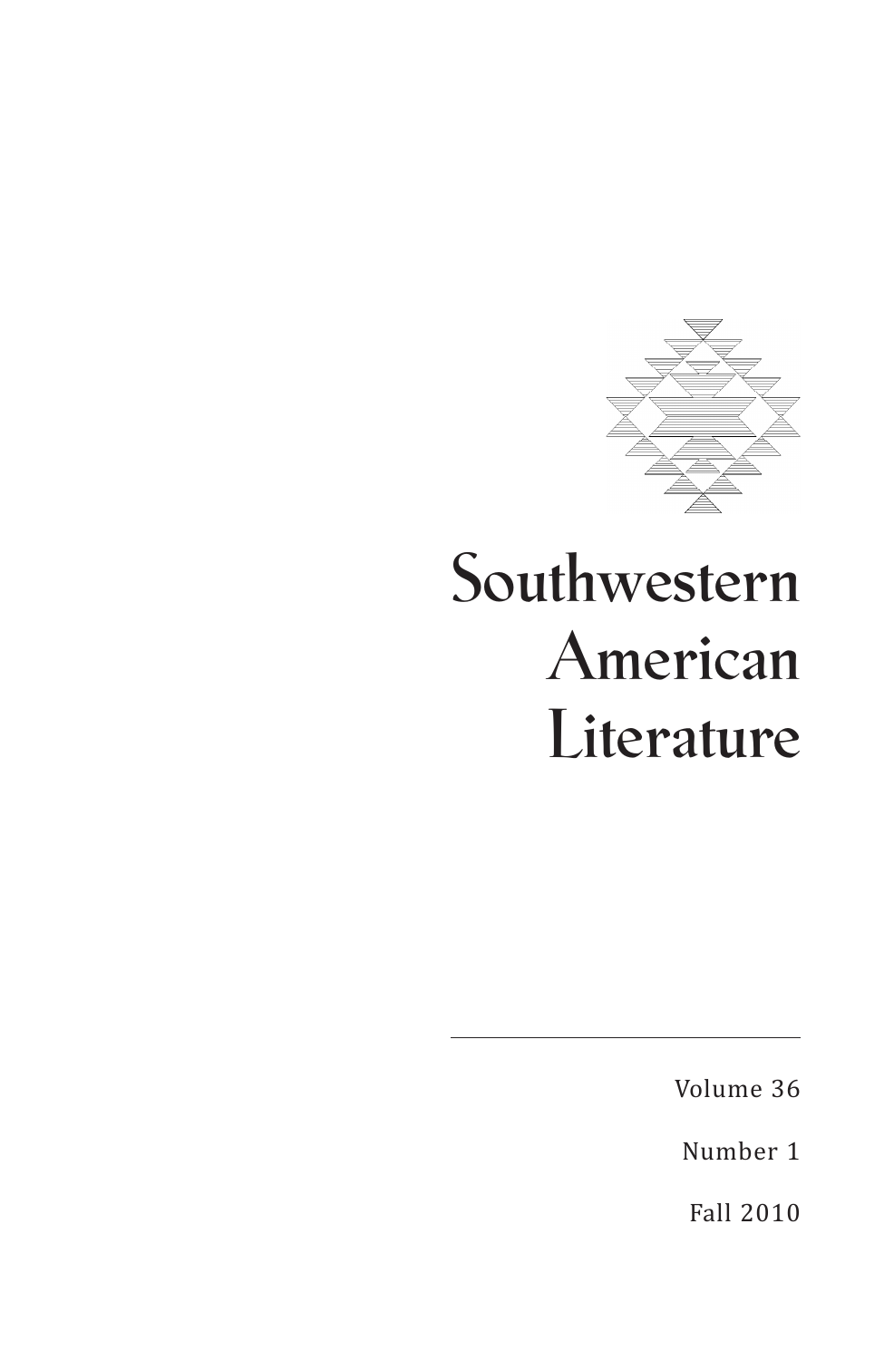# Southwestern American Literature

Volume 36

Number 1

Fall 2010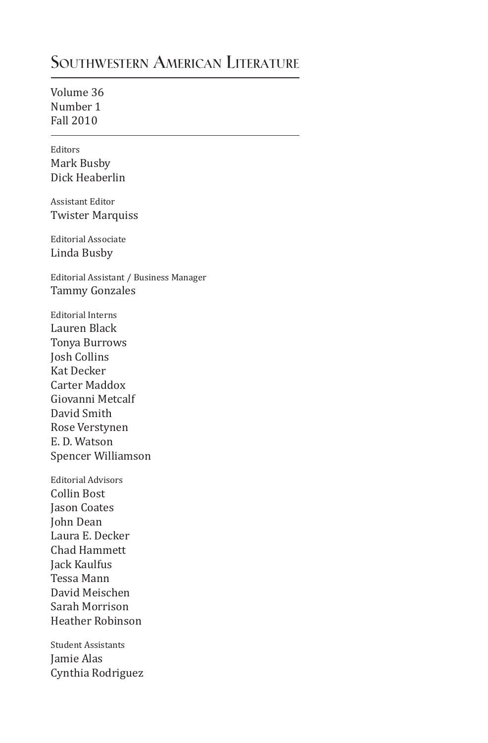# Southwestern American Literature

Volume 36
Number 1
Fall 2010

---

Editors
Mark Busby
Dick Heaberlin

Assistant Editor
Twister Marquiss

Editorial Associate
Linda Busby

Editorial Assistant / Business Manager
Tammy Gonzales

Editorial Interns
Lauren Black
Tonya Burrows
Josh Collins
Kat Decker
Carter Maddox
Giovanni Metcalf
David Smith
Rose Verstynen
E. D. Watson
Spencer Williamson

Editorial Advisors
Collin Bost
Jason Coates
John Dean
Laura E. Decker
Chad Hammett
Jack Kaulfus
Tessa Mann
David Meischen
Sarah Morrison
Heather Robinson

Student Assistants
Jamie Alas
Cynthia Rodriguez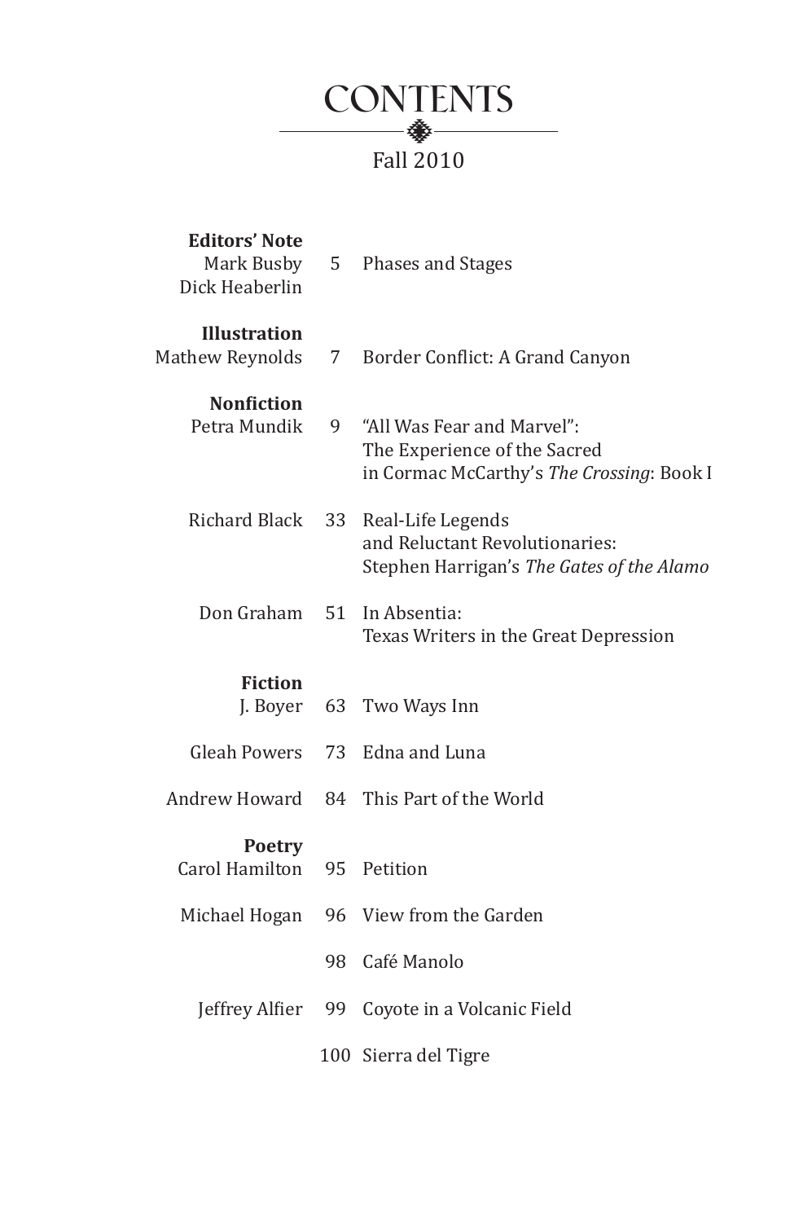# CONTENTS

Fall 2010

**Editors' Note**

Mark Busby
Dick Heaberlin — 5 — Phases and Stages

**Illustration**

Mathew Reynolds — 7 — Border Conflict: A Grand Canyon

**Nonfiction**

Petra Mundik — 9 — "All Was Fear and Marvel": The Experience of the Sacred in Cormac McCarthy's *The Crossing*: Book I

Richard Black — 33 — Real-Life Legends and Reluctant Revolutionaries: Stephen Harrigan's *The Gates of the Alamo*

Don Graham — 51 — In Absentia: Texas Writers in the Great Depression

**Fiction**

J. Boyer — 63 — Two Ways Inn

Gleah Powers — 73 — Edna and Luna

Andrew Howard — 84 — This Part of the World

**Poetry**

Carol Hamilton — 95 — Petition

Michael Hogan — 96 — View from the Garden

98 — Café Manolo

Jeffrey Alfier — 99 — Coyote in a Volcanic Field

100 — Sierra del Tigre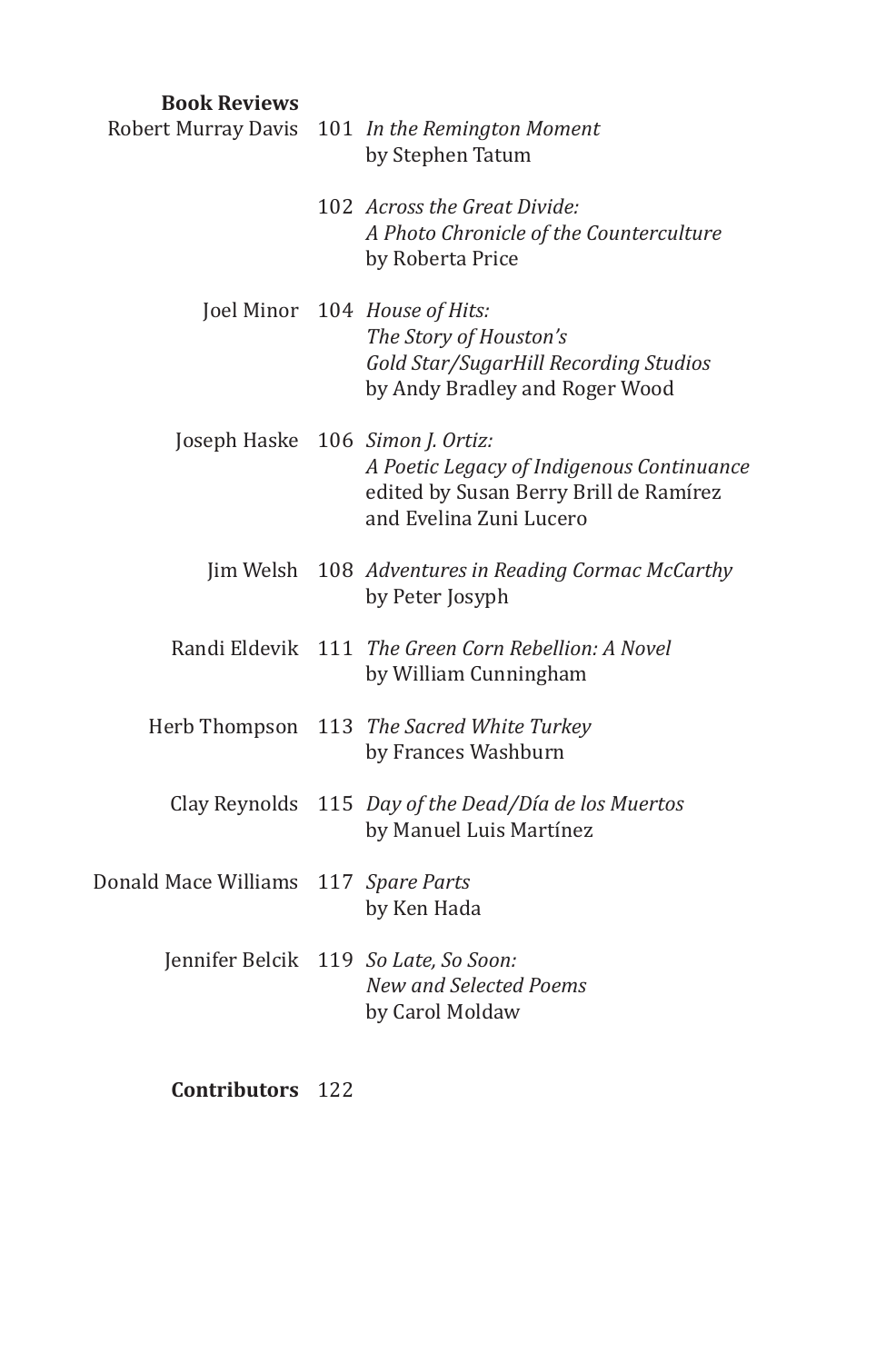**Book Reviews**

Robert Murray Davis 101 *In the Remington Moment*
by Stephen Tatum

102 *Across the Great Divide: A Photo Chronicle of the Counterculture*
by Roberta Price

Joel Minor 104 *House of Hits: The Story of Houston's Gold Star/SugarHill Recording Studios*
by Andy Bradley and Roger Wood

Joseph Haske 106 *Simon J. Ortiz: A Poetic Legacy of Indigenous Continuance*
edited by Susan Berry Brill de Ramírez and Evelina Zuni Lucero

Jim Welsh 108 *Adventures in Reading Cormac McCarthy*
by Peter Josyph

Randi Eldevik 111 *The Green Corn Rebellion: A Novel*
by William Cunningham

Herb Thompson 113 *The Sacred White Turkey*
by Frances Washburn

Clay Reynolds 115 *Day of the Dead/Día de los Muertos*
by Manuel Luis Martínez

Donald Mace Williams 117 *Spare Parts*
by Ken Hada

Jennifer Belcik 119 *So Late, So Soon: New and Selected Poems*
by Carol Moldaw

**Contributors** 122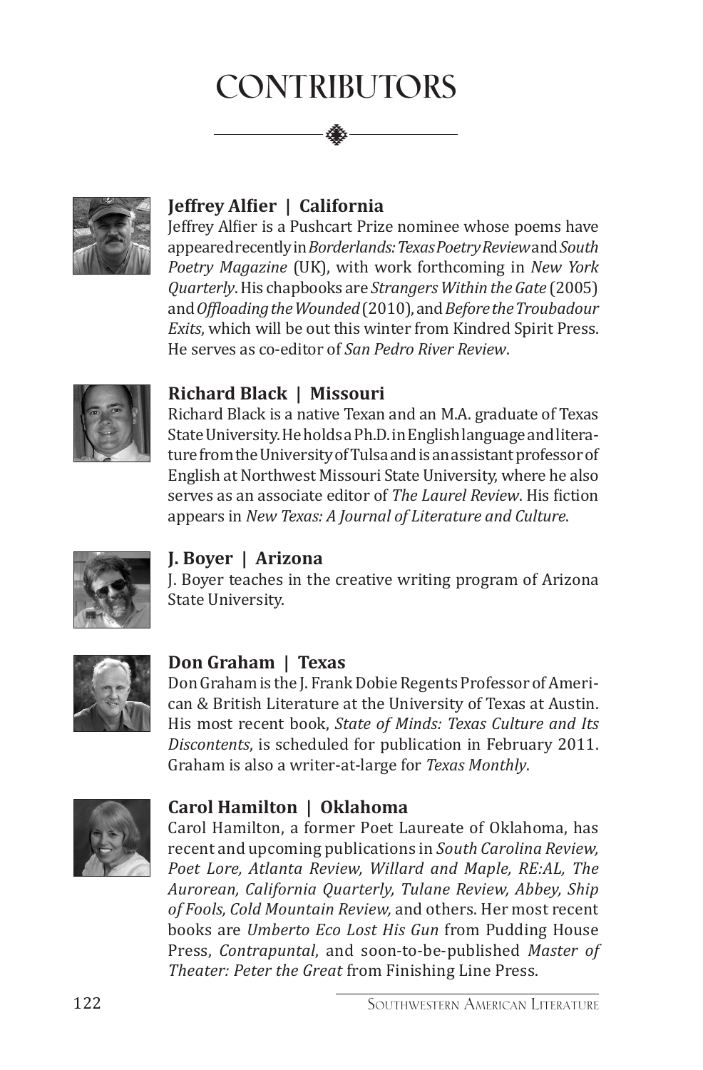# Contributors

### **Jeffrey Alfier | California**

Jeffrey Alfier is a Pushcart Prize nominee whose poems have appeared recently in *Borderlands: Texas Poetry Review* and *South Poetry Magazine* (UK), with work forthcoming in *New York Quarterly*. His chapbooks are *Strangers Within the Gate* (2005) and *Offloading the Wounded* (2010), and *Before the Troubadour Exits*, which will be out this winter from Kindred Spirit Press. He serves as co-editor of *San Pedro River Review*.

### **Richard Black | Missouri**

Richard Black is a native Texan and an M.A. graduate of Texas State University. He holds a Ph.D. in English language and literature from the University of Tulsa and is an assistant professor of English at Northwest Missouri State University, where he also serves as an associate editor of *The Laurel Review*. His fiction appears in *New Texas: A Journal of Literature and Culture*.

### **J. Boyer | Arizona**

J. Boyer teaches in the creative writing program of Arizona State University.

### **Don Graham | Texas**

Don Graham is the J. Frank Dobie Regents Professor of American & British Literature at the University of Texas at Austin. His most recent book, *State of Minds: Texas Culture and Its Discontents*, is scheduled for publication in February 2011. Graham is also a writer-at-large for *Texas Monthly*.

### **Carol Hamilton | Oklahoma**

Carol Hamilton, a former Poet Laureate of Oklahoma, has recent and upcoming publications in *South Carolina Review, Poet Lore, Atlanta Review, Willard and Maple, RE:AL, The Aurorean, California Quarterly, Tulane Review, Abbey, Ship of Fools, Cold Mountain Review,* and others. Her most recent books are *Umberto Eco Lost His Gun* from Pudding House Press, *Contrapuntal*, and soon-to-be-published *Master of Theater: Peter the Great* from Finishing Line Press.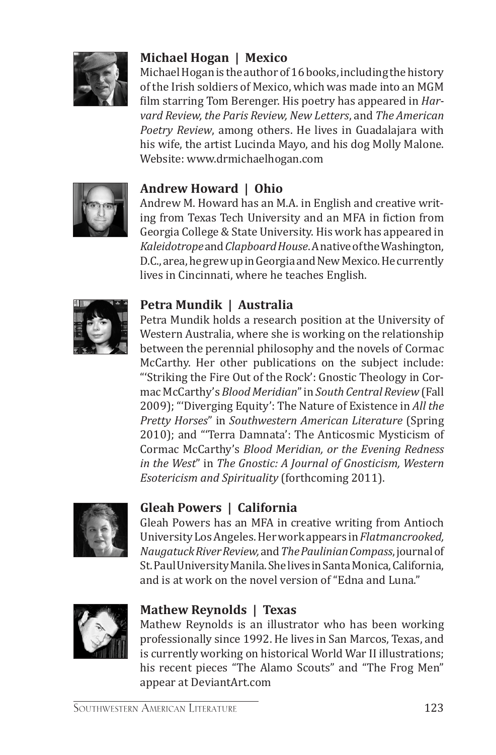### Michael Hogan | Mexico

Michael Hogan is the author of 16 books, including the history of the Irish soldiers of Mexico, which was made into an MGM film starring Tom Berenger. His poetry has appeared in *Harvard Review, the Paris Review, New Letters*, and *The American Poetry Review*, among others. He lives in Guadalajara with his wife, the artist Lucinda Mayo, and his dog Molly Malone. Website: www.drmichaelhogan.com

### Andrew Howard | Ohio

Andrew M. Howard has an M.A. in English and creative writing from Texas Tech University and an MFA in fiction from Georgia College & State University. His work has appeared in *Kaleidotrope* and *Clapboard House*. A native of the Washington, D.C., area, he grew up in Georgia and New Mexico. He currently lives in Cincinnati, where he teaches English.

### Petra Mundik | Australia

Petra Mundik holds a research position at the University of Western Australia, where she is working on the relationship between the perennial philosophy and the novels of Cormac McCarthy. Her other publications on the subject include: "'Striking the Fire Out of the Rock': Gnostic Theology in Cormac McCarthy's *Blood Meridian*" in *South Central Review* (Fall 2009); "'Diverging Equity': The Nature of Existence in *All the Pretty Horses*" in *Southwestern American Literature* (Spring 2010); and "'Terra Damnata': The Anticosmic Mysticism of Cormac McCarthy's *Blood Meridian, or the Evening Redness in the West*" in *The Gnostic: A Journal of Gnosticism, Western Esotericism and Spirituality* (forthcoming 2011).

### Gleah Powers | California

Gleah Powers has an MFA in creative writing from Antioch University Los Angeles. Her work appears in *Flatmancrooked, Naugatuck River Review,* and *The Paulinian Compass*, journal of St. Paul University Manila. She lives in Santa Monica, California, and is at work on the novel version of "Edna and Luna."

### Mathew Reynolds | Texas

Mathew Reynolds is an illustrator who has been working professionally since 1992. He lives in San Marcos, Texas, and is currently working on historical World War II illustrations; his recent pieces "The Alamo Scouts" and "The Frog Men" appear at DeviantArt.com